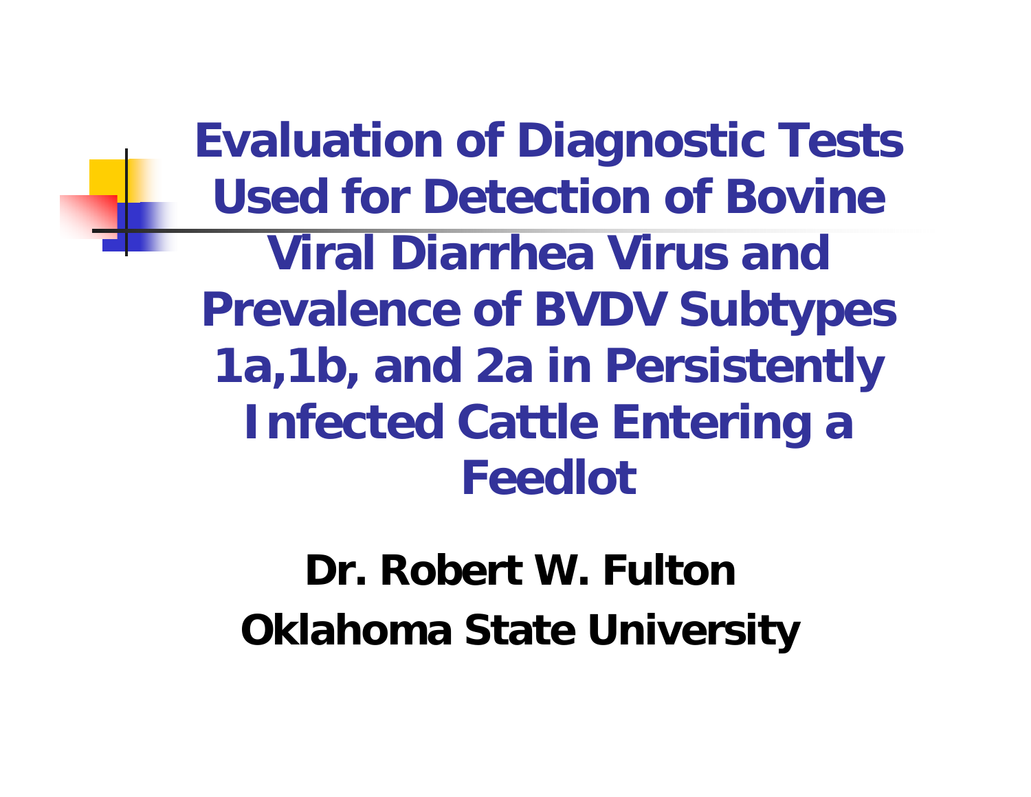# Evaluation of Diagnostic Tests Used for Detection of Bovine Viral Diarrhea Virus and Prevalence of BVDV Subtypes 1a,1b, and 2a in Persistently Infected Cattle Entering a Feedlot

**Dr. Robert W. Fulton**

**Oklahoma State University**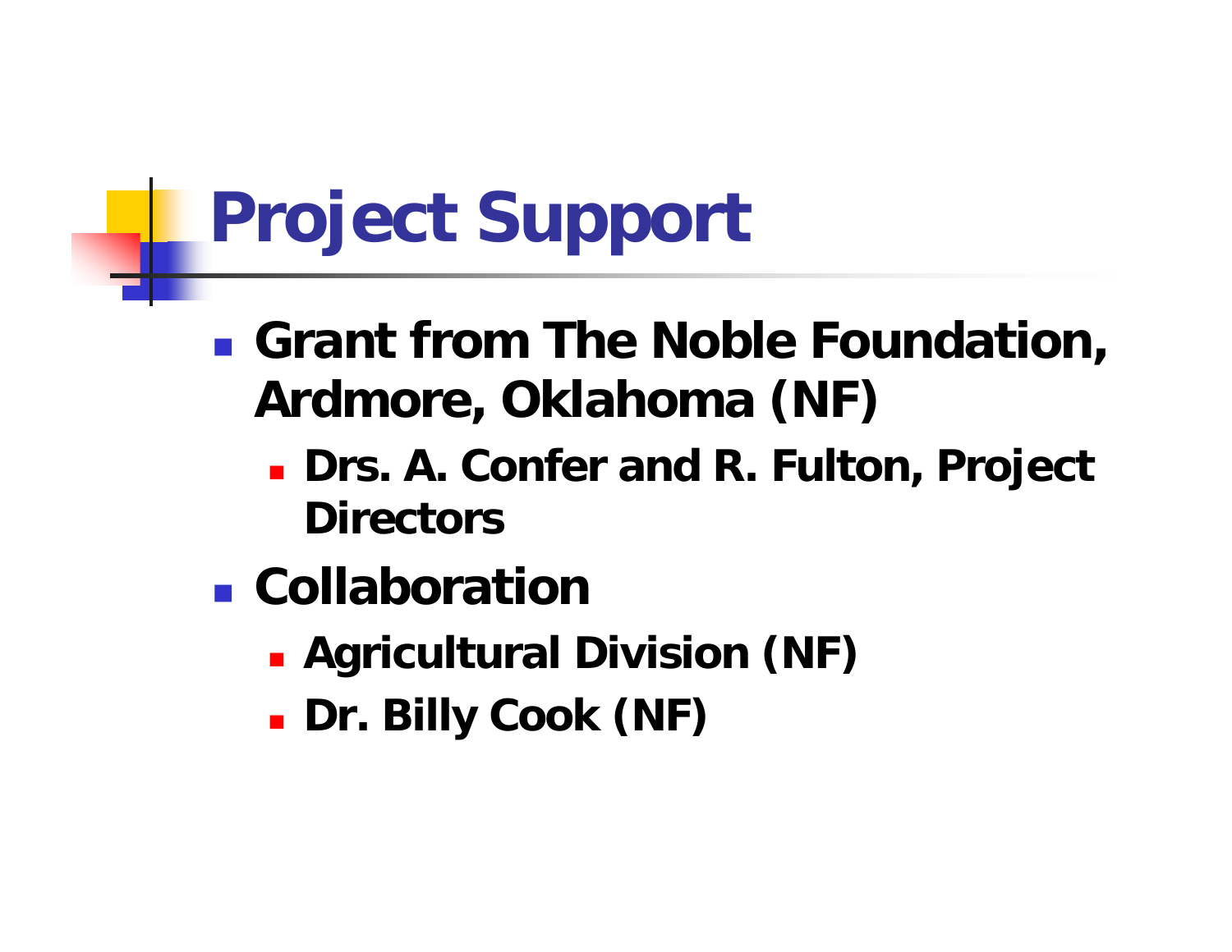# Project Support

- Grant from The Noble Foundation, Ardmore, Oklahoma (NF)
  - Drs. A. Confer and R. Fulton, Project Directors
- Collaboration
  - Agricultural Division (NF)
  - Dr. Billy Cook (NF)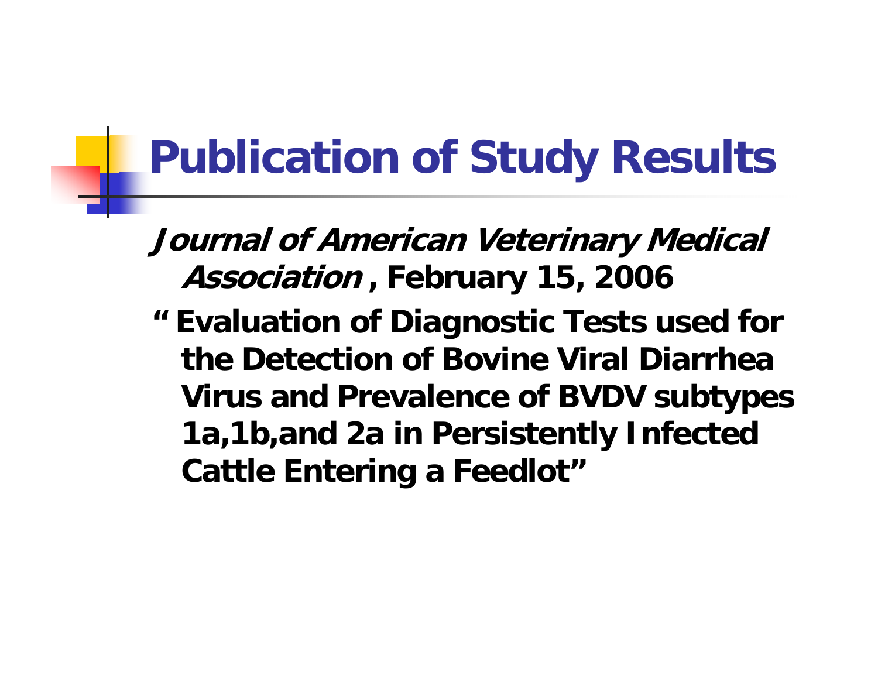# Publication of Study Results

***Journal of American Veterinary Medical Association*, February 15, 2006**

**"Evaluation of Diagnostic Tests used for the Detection of Bovine Viral Diarrhea Virus and Prevalence of BVDV subtypes 1a,1b,and 2a in Persistently Infected Cattle Entering a Feedlot"**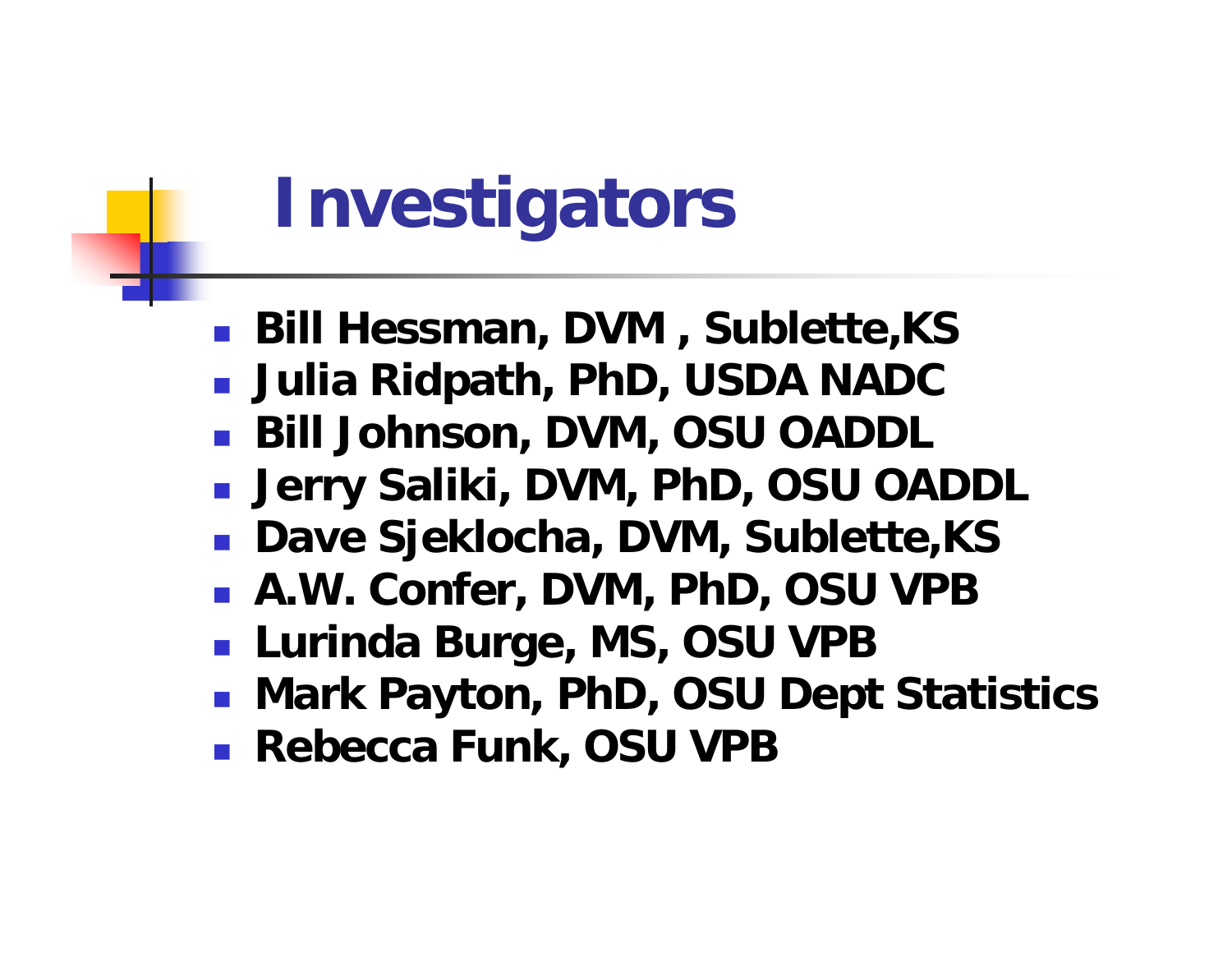# Investigators

- **Bill Hessman, DVM , Sublette,KS**
- **Julia Ridpath, PhD, USDA NADC**
- **Bill Johnson, DVM, OSU OADDL**
- **Jerry Saliki, DVM, PhD, OSU OADDL**
- **Dave Sjeklocha, DVM, Sublette,KS**
- **A.W. Confer, DVM, PhD, OSU VPB**
- **Lurinda Burge, MS, OSU VPB**
- **Mark Payton, PhD, OSU Dept Statistics**
- **Rebecca Funk, OSU VPB**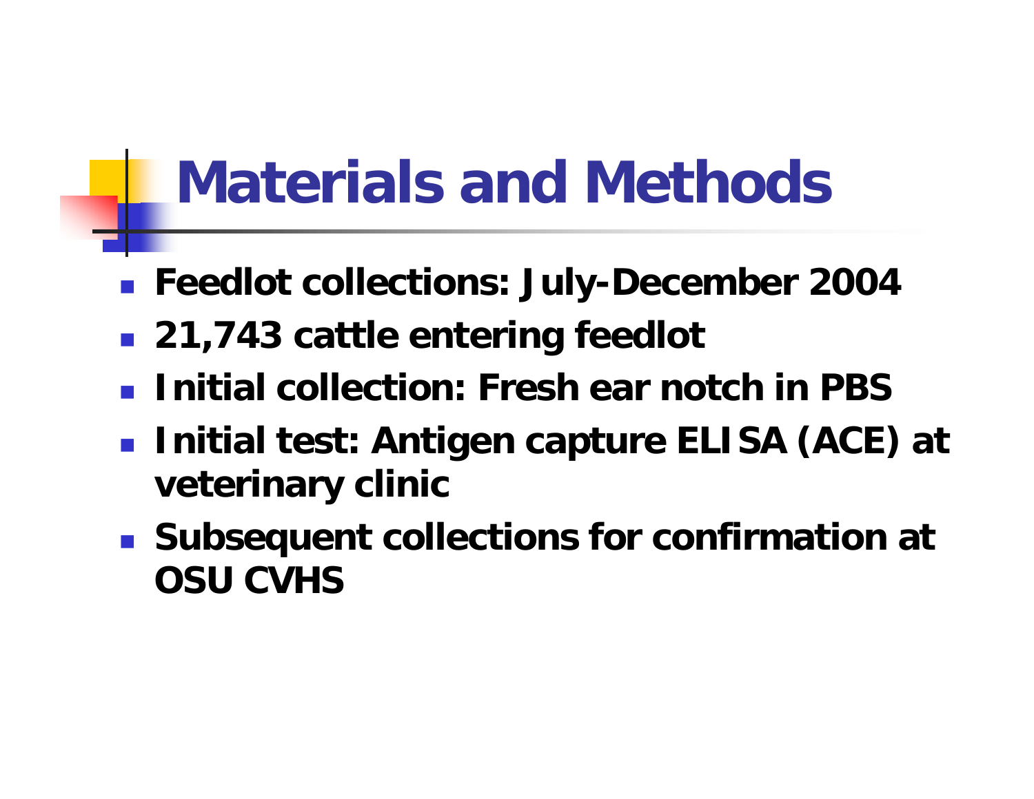# Materials and Methods

- Feedlot collections: July-December 2004
- 21,743 cattle entering feedlot
- Initial collection: Fresh ear notch in PBS
- Initial test: Antigen capture ELISA (ACE) at veterinary clinic
- Subsequent collections for confirmation at OSU CVHS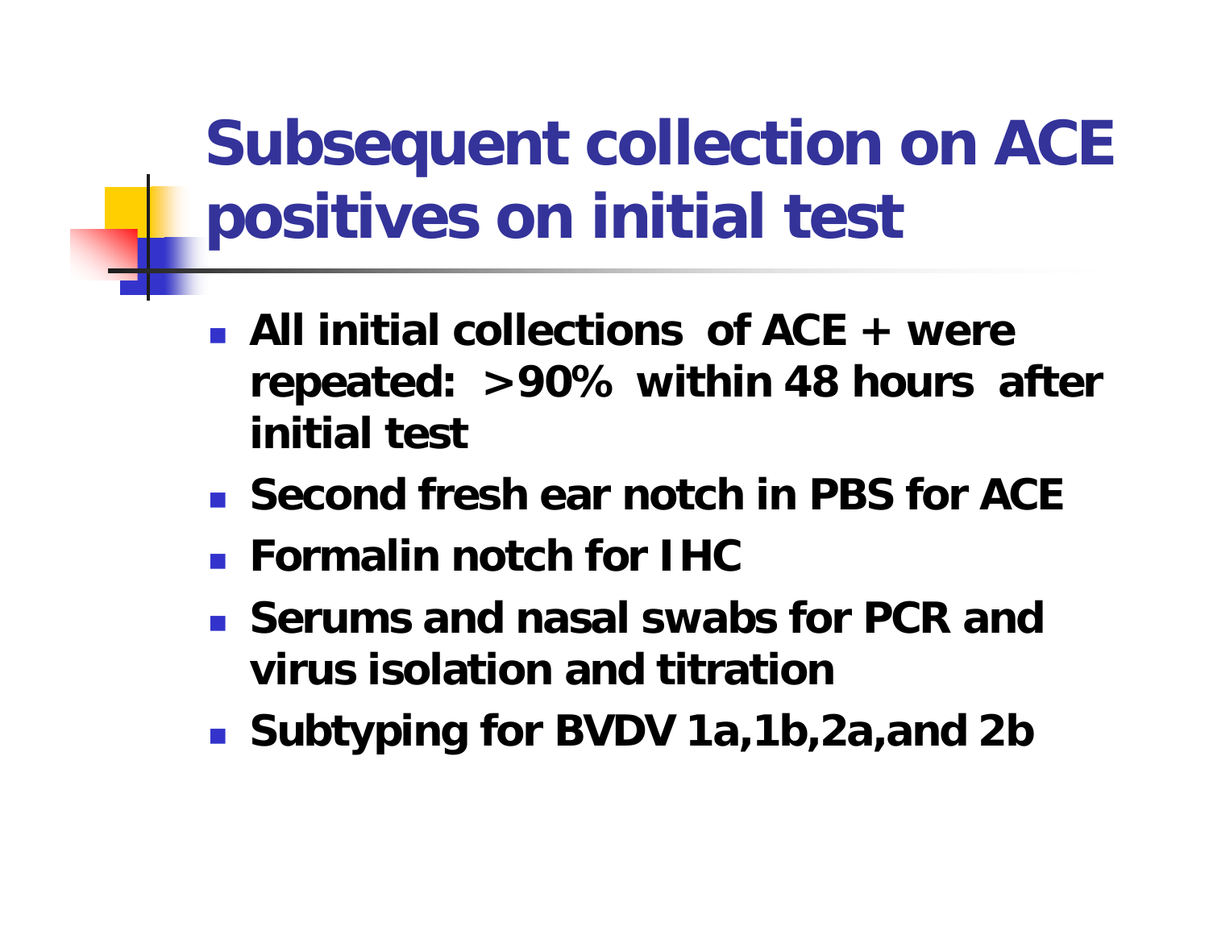# Subsequent collection on ACE positives on initial test

- All initial collections of ACE + were repeated: >90% within 48 hours after initial test
- Second fresh ear notch in PBS for ACE
- Formalin notch for IHC
- Serums and nasal swabs for PCR and virus isolation and titration
- Subtyping for BVDV 1a,1b,2a,and 2b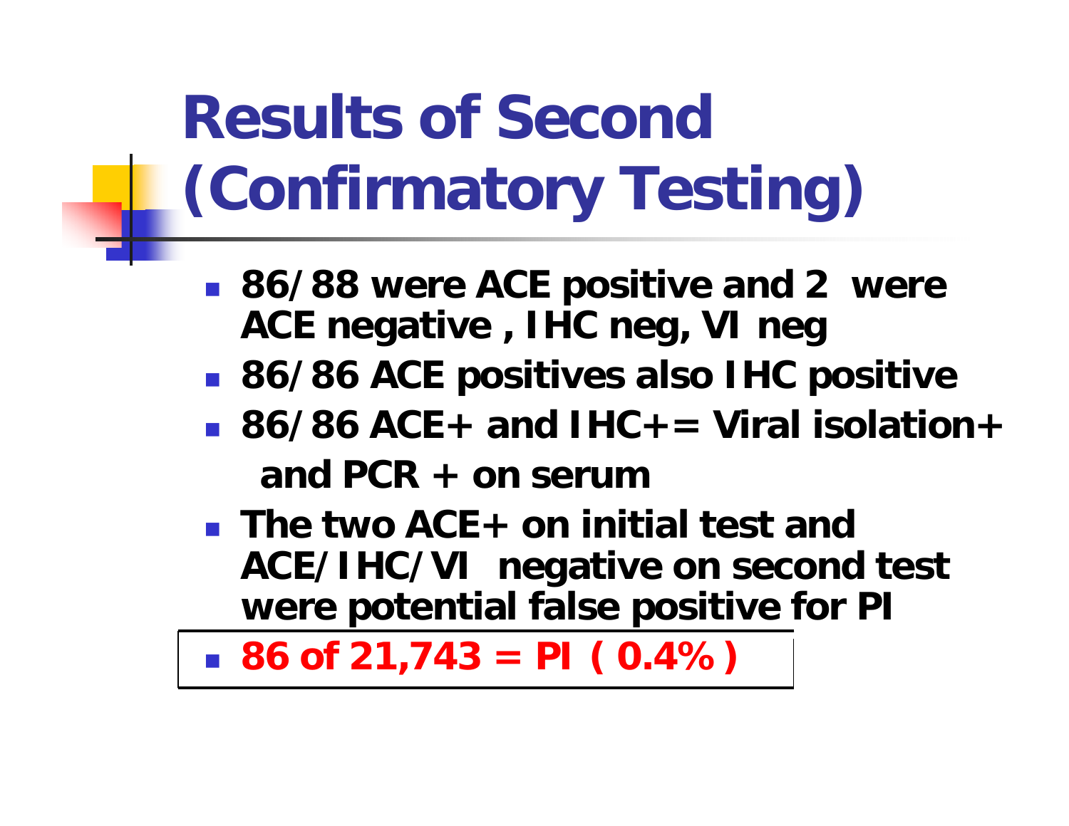# Results of Second (Confirmatory Testing)

- **86/88 were ACE positive and 2 were ACE negative , IHC neg, VI neg**
- **86/86 ACE positives also IHC positive**
- **86/86 ACE+ and IHC+= Viral isolation+ and PCR + on serum**
- **The two ACE+ on initial test and ACE/IHC/VI negative on second test were potential false positive for PI**
- **86 of 21,743 = PI ( 0.4% )**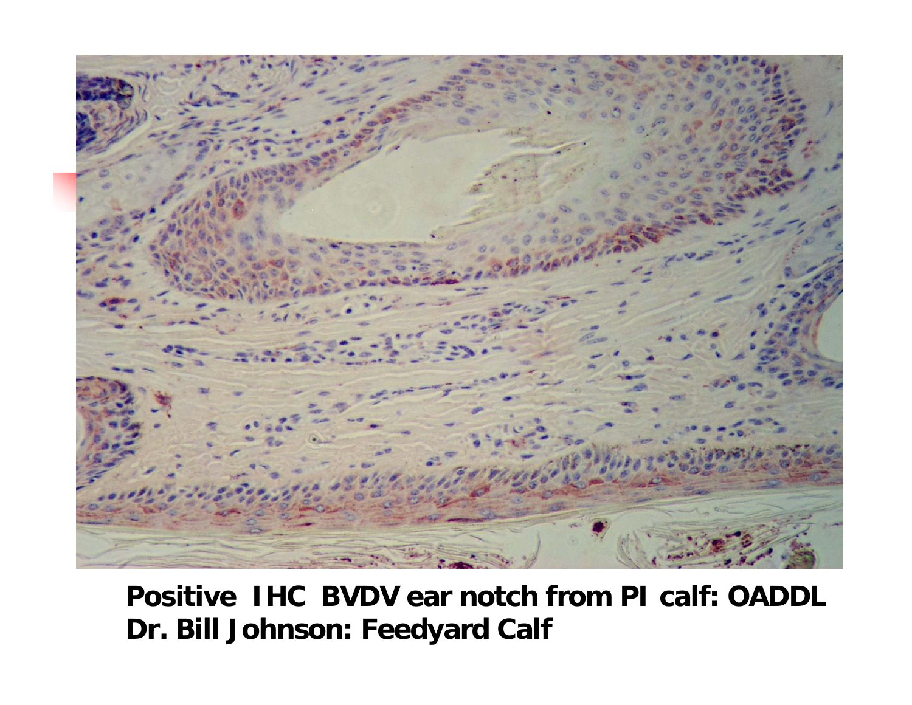Positive IHC BVDV ear notch from PI calf: OADDL
Dr. Bill Johnson: Feedyard Calf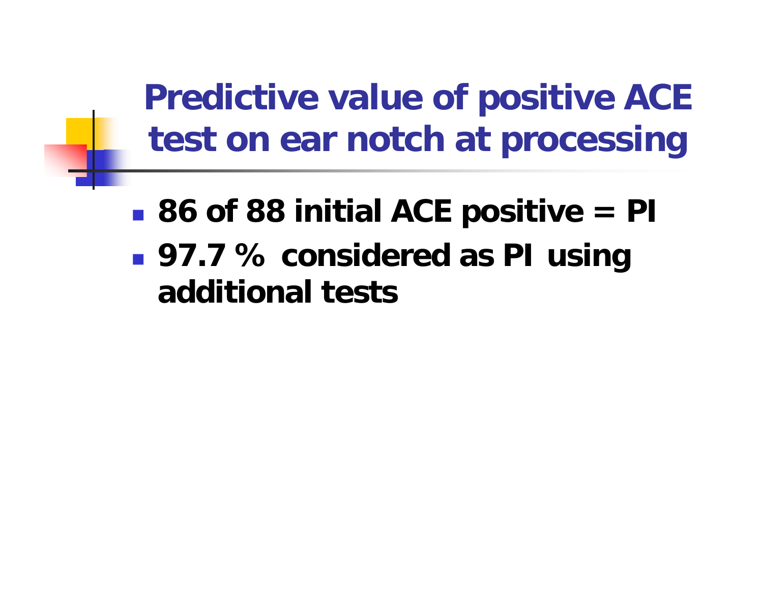# Predictive value of positive ACE test on ear notch at processing

- **86 of 88 initial ACE positive = PI**
- **97.7 % considered as PI using additional tests**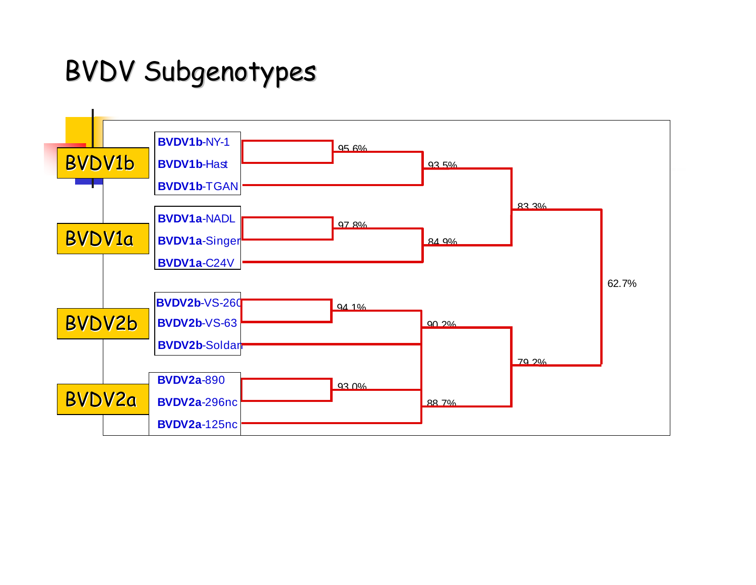# BVDV Subgenotypes

BVDV1b

- BVDV1b-NY-1
- BVDV1b-Hast
- BVDV1b-TGAN

BVDV1a

- BVDV1a-NADL
- BVDV1a-Singer
- BVDV1a-C24V

BVDV2b

- BVDV2b-VS-260
- BVDV2b-VS-63
- BVDV2b-Soldan

BVDV2a

- BVDV2a-890
- BVDV2a-296nc
- BVDV2a-125nc

95.6%
93.5%
97.8%
84.9%
83.3%
94.1%
90.2%
93.0%
88.7%
79.2%
62.7%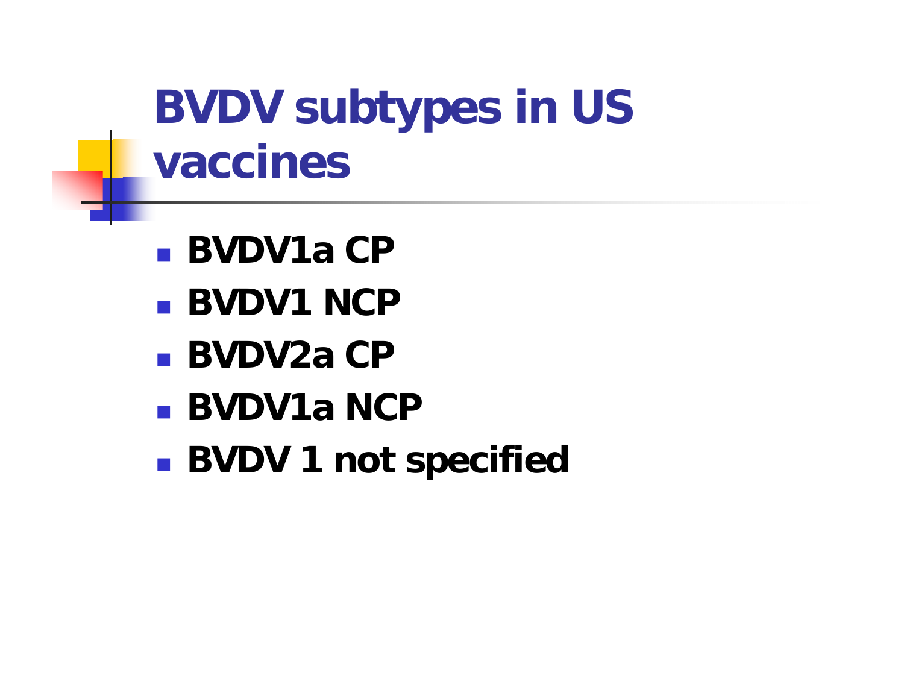# BVDV subtypes in US vaccines

- **BVDV1a CP**
- **BVDV1 NCP**
- **BVDV2a CP**
- **BVDV1a NCP**
- **BVDV 1 not specified**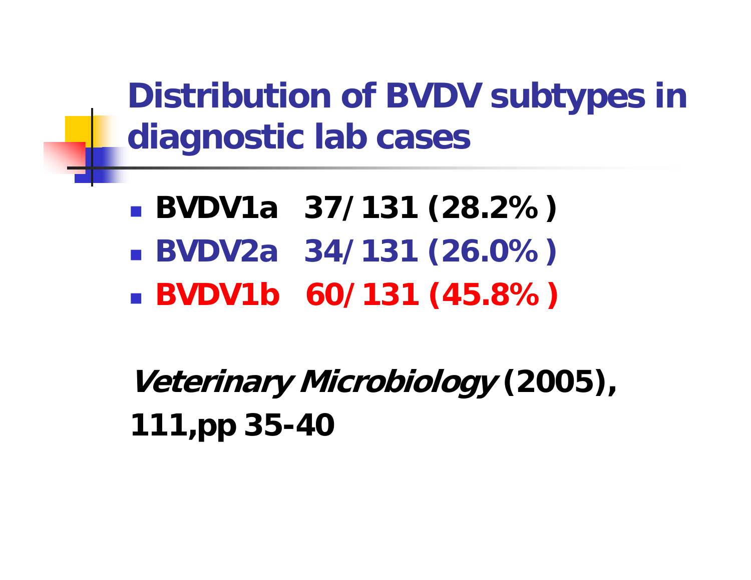# Distribution of BVDV subtypes in diagnostic lab cases

- **BVDV1a 37/ 131 (28.2% )**
- **BVDV2a 34/ 131 (26.0% )**
- **BVDV1b 60/ 131 (45.8% )**

***Veterinary Microbiology*** **(2005), 111,pp 35-40**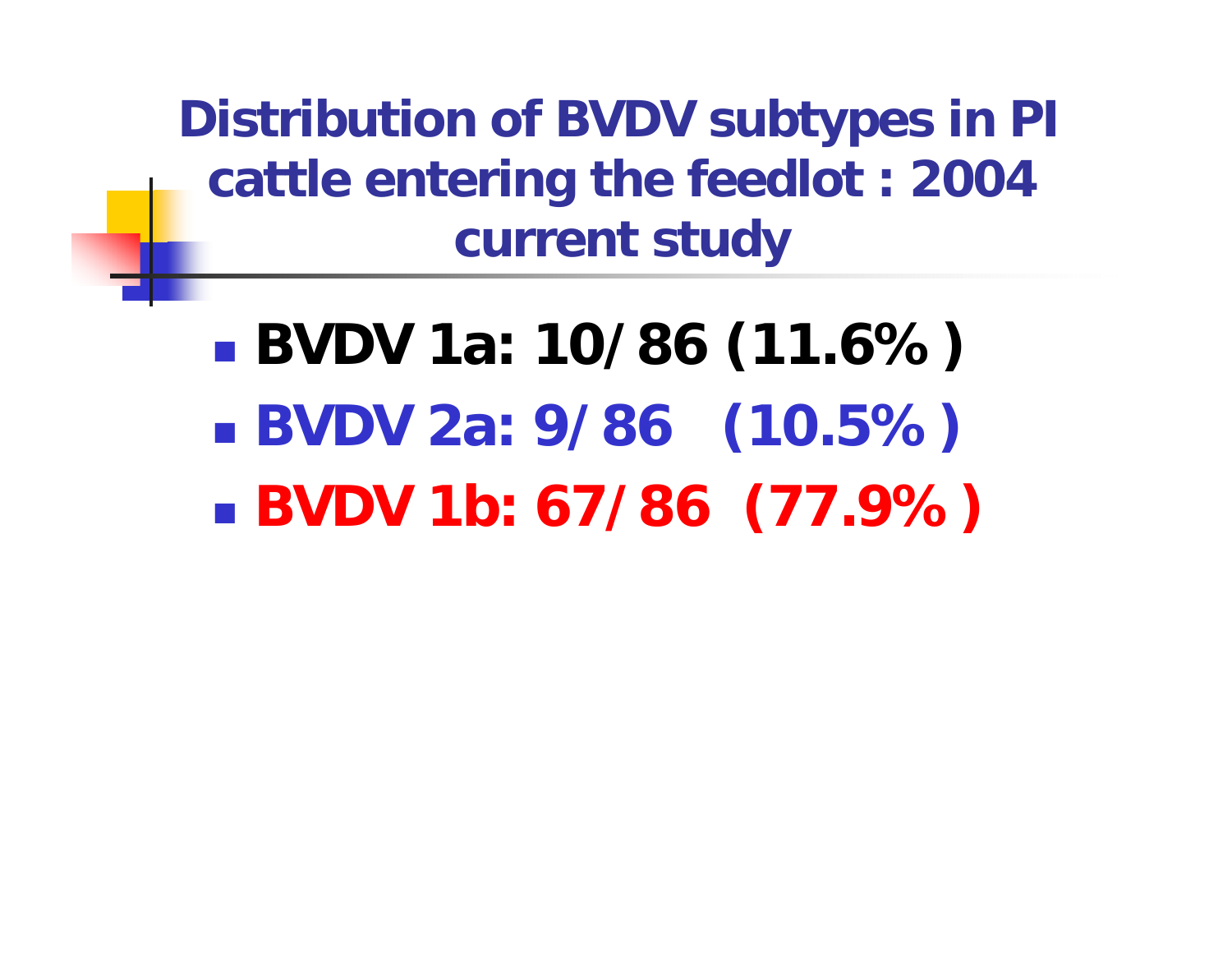# Distribution of BVDV subtypes in PI cattle entering the feedlot : 2004 current study

- **BVDV 1a: 10/86 (11.6%)**
- **BVDV 2a: 9/86 (10.5%)**
- **BVDV 1b: 67/86 (77.9%)**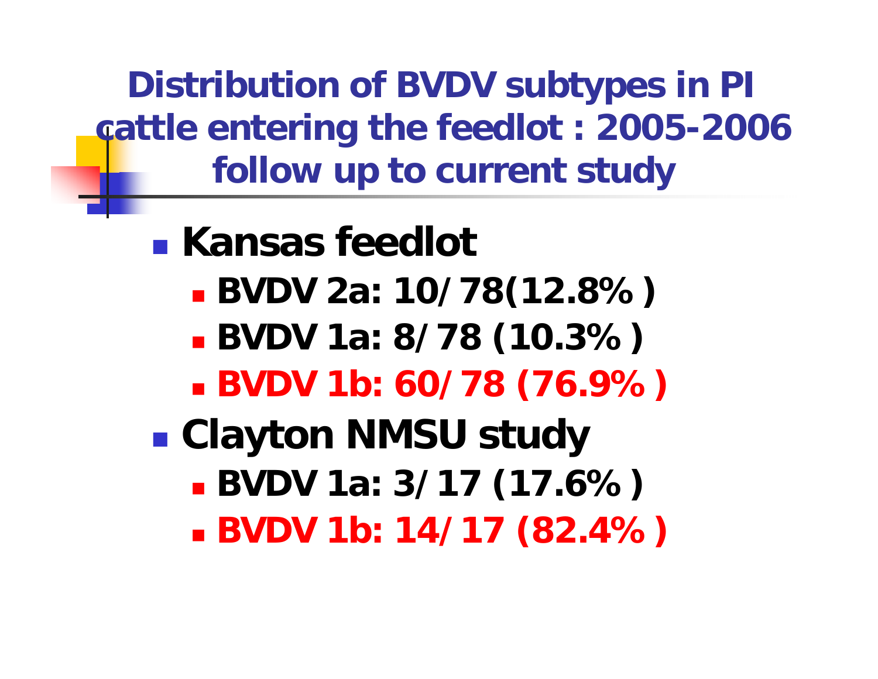# Distribution of BVDV subtypes in PI cattle entering the feedlot : 2005-2006 follow up to current study

- **Kansas feedlot**
  - **BVDV 2a: 10/78(12.8%)**
  - **BVDV 1a: 8/78 (10.3%)**
  - **BVDV 1b: 60/78 (76.9%)**
- **Clayton NMSU study**
  - **BVDV 1a: 3/17 (17.6%)**
  - **BVDV 1b: 14/17 (82.4%)**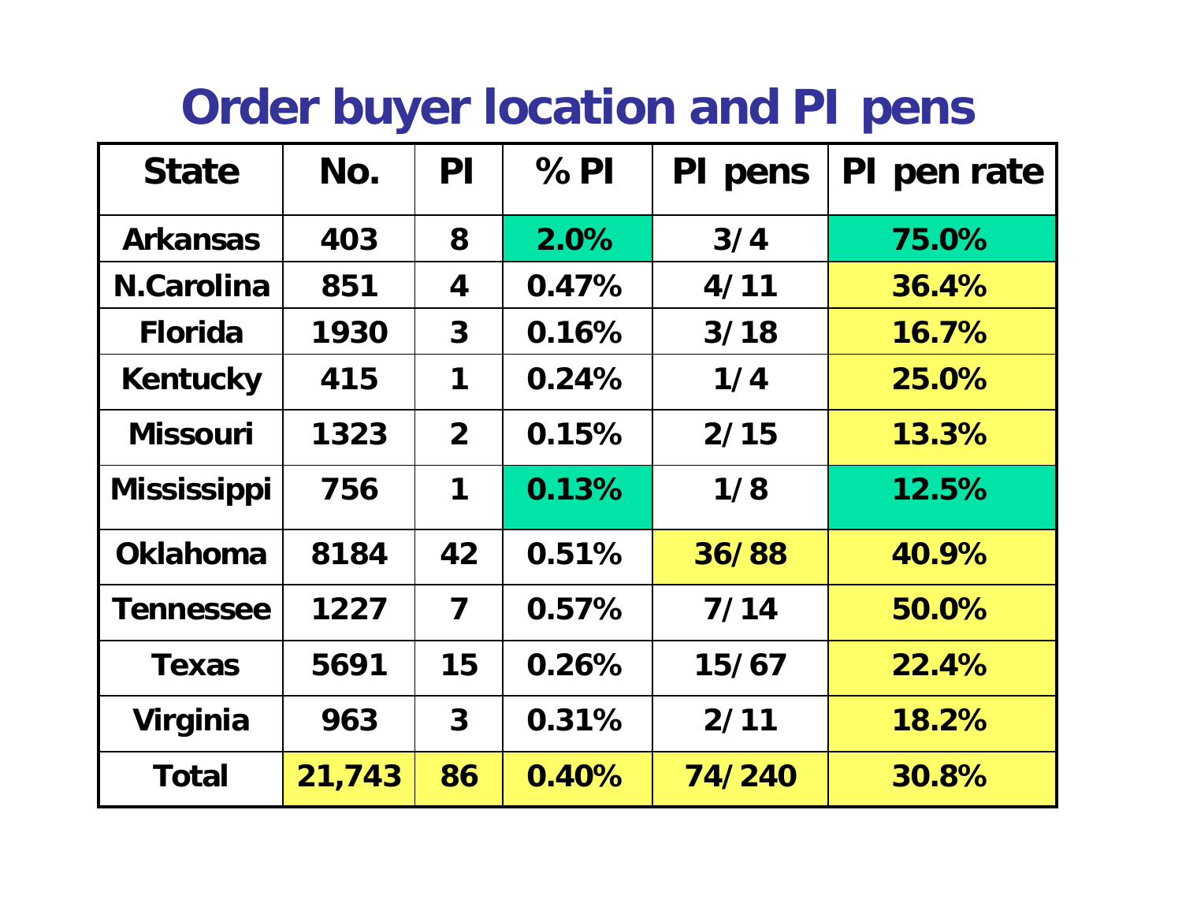# Order buyer location and PI pens

| State | No. | PI | % PI | PI pens | PI pen rate |
|---|---|---|---|---|---|
| Arkansas | 403 | 8 | 2.0% | 3/4 | 75.0% |
| N.Carolina | 851 | 4 | 0.47% | 4/11 | 36.4% |
| Florida | 1930 | 3 | 0.16% | 3/18 | 16.7% |
| Kentucky | 415 | 1 | 0.24% | 1/4 | 25.0% |
| Missouri | 1323 | 2 | 0.15% | 2/15 | 13.3% |
| Mississippi | 756 | 1 | 0.13% | 1/8 | 12.5% |
| Oklahoma | 8184 | 42 | 0.51% | 36/88 | 40.9% |
| Tennessee | 1227 | 7 | 0.57% | 7/14 | 50.0% |
| Texas | 5691 | 15 | 0.26% | 15/67 | 22.4% |
| Virginia | 963 | 3 | 0.31% | 2/11 | 18.2% |
| Total | 21,743 | 86 | 0.40% | 74/240 | 30.8% |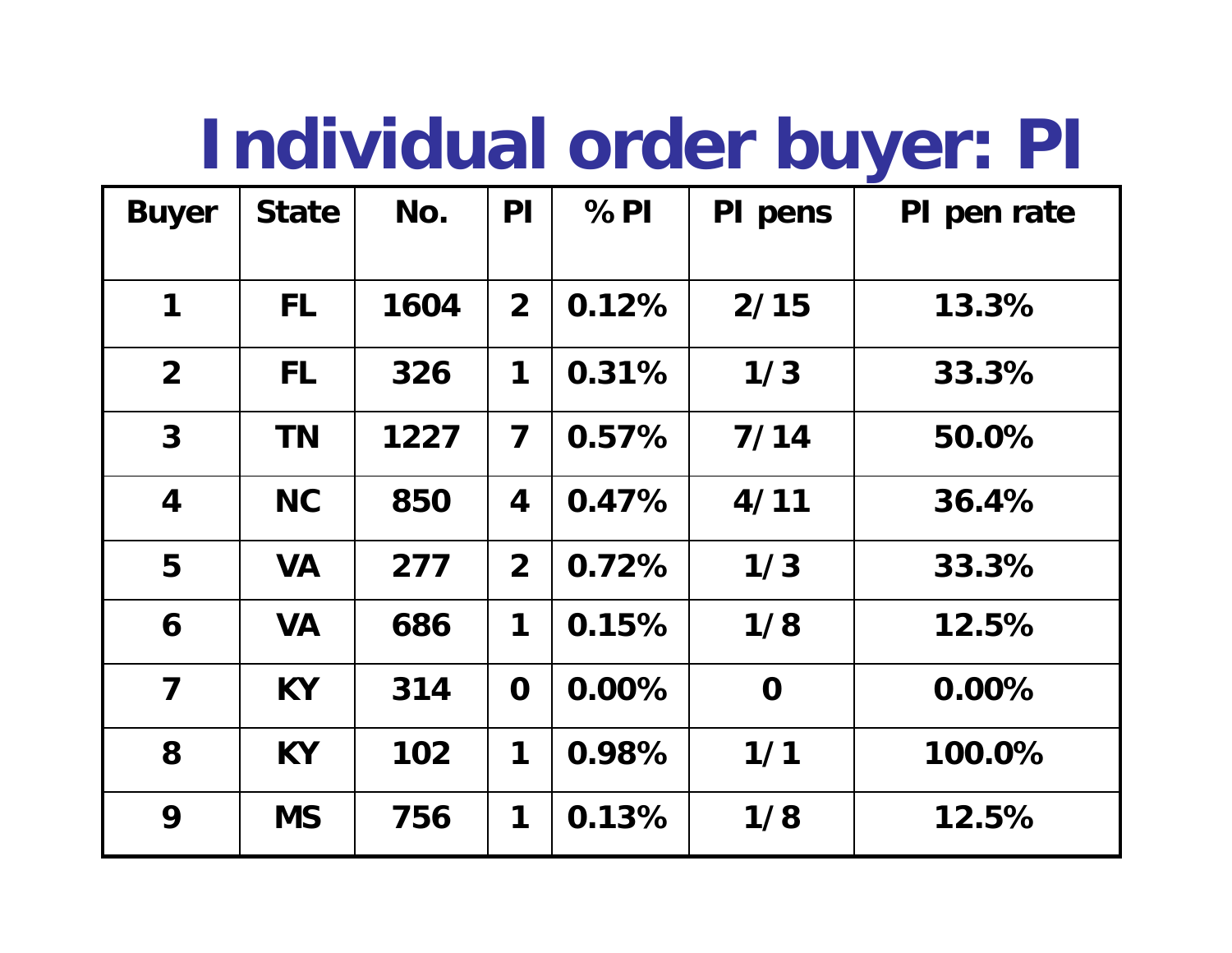# Individual order buyer: PI

| Buyer | State | No. | PI | % PI | PI pens | PI pen rate |
|---|---|---|---|---|---|---|
| 1 | FL | 1604 | 2 | 0.12% | 2/15 | 13.3% |
| 2 | FL | 326 | 1 | 0.31% | 1/3 | 33.3% |
| 3 | TN | 1227 | 7 | 0.57% | 7/14 | 50.0% |
| 4 | NC | 850 | 4 | 0.47% | 4/11 | 36.4% |
| 5 | VA | 277 | 2 | 0.72% | 1/3 | 33.3% |
| 6 | VA | 686 | 1 | 0.15% | 1/8 | 12.5% |
| 7 | KY | 314 | 0 | 0.00% | 0 | 0.00% |
| 8 | KY | 102 | 1 | 0.98% | 1/1 | 100.0% |
| 9 | MS | 756 | 1 | 0.13% | 1/8 | 12.5% |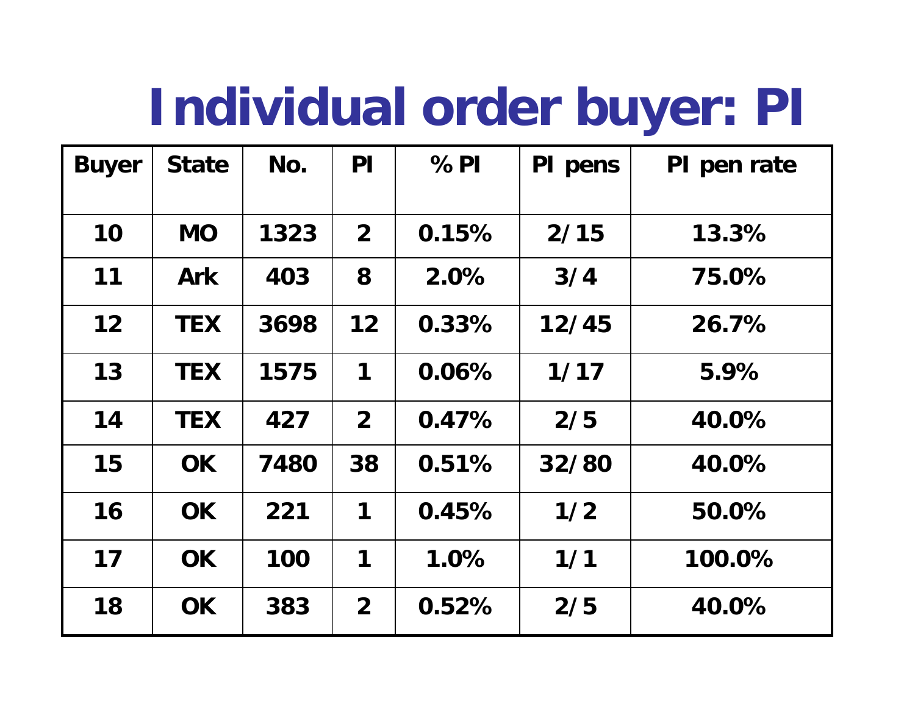# Individual order buyer: PI

| Buyer | State | No. | PI | % PI | PI pens | PI pen rate |
|---|---|---|---|---|---|---|
| 10 | MO | 1323 | 2 | 0.15% | 2/15 | 13.3% |
| 11 | Ark | 403 | 8 | 2.0% | 3/4 | 75.0% |
| 12 | TEX | 3698 | 12 | 0.33% | 12/45 | 26.7% |
| 13 | TEX | 1575 | 1 | 0.06% | 1/17 | 5.9% |
| 14 | TEX | 427 | 2 | 0.47% | 2/5 | 40.0% |
| 15 | OK | 7480 | 38 | 0.51% | 32/80 | 40.0% |
| 16 | OK | 221 | 1 | 0.45% | 1/2 | 50.0% |
| 17 | OK | 100 | 1 | 1.0% | 1/1 | 100.0% |
| 18 | OK | 383 | 2 | 0.52% | 2/5 | 40.0% |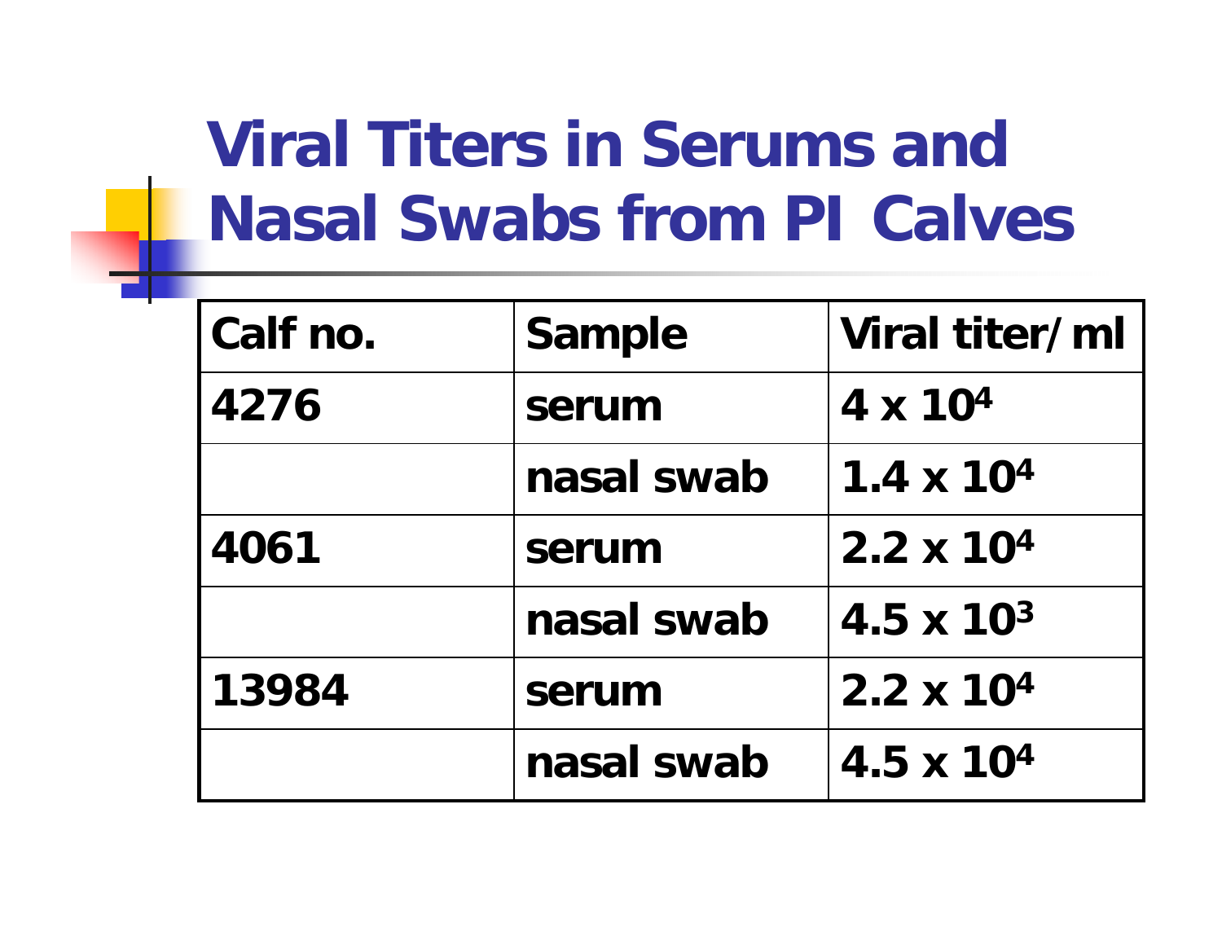# Viral Titers in Serums and Nasal Swabs from PI Calves

| Calf no. | Sample | Viral titer/ml |
|---|---|---|
| 4276 | serum | $4 \times 10^4$ |
| | nasal swab | $1.4 \times 10^4$ |
| 4061 | serum | $2.2 \times 10^4$ |
| | nasal swab | $4.5 \times 10^3$ |
| 13984 | serum | $2.2 \times 10^4$ |
| | nasal swab | $4.5 \times 10^4$ |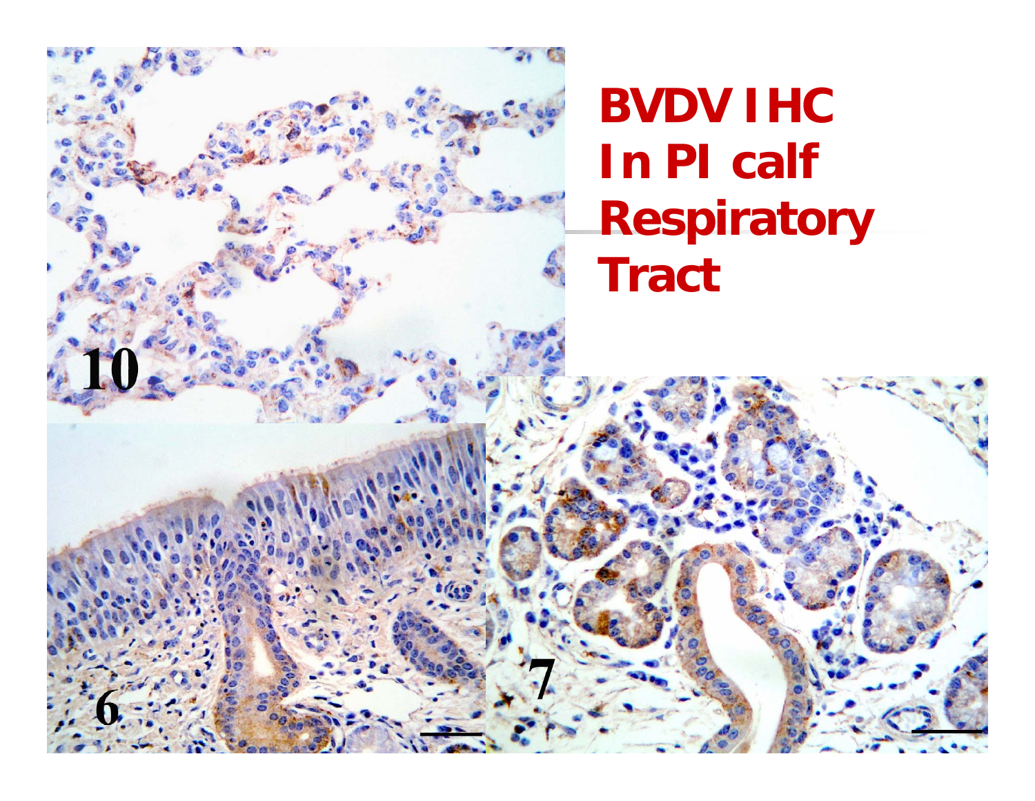# BVDV IHC In PI calf Respiratory Tract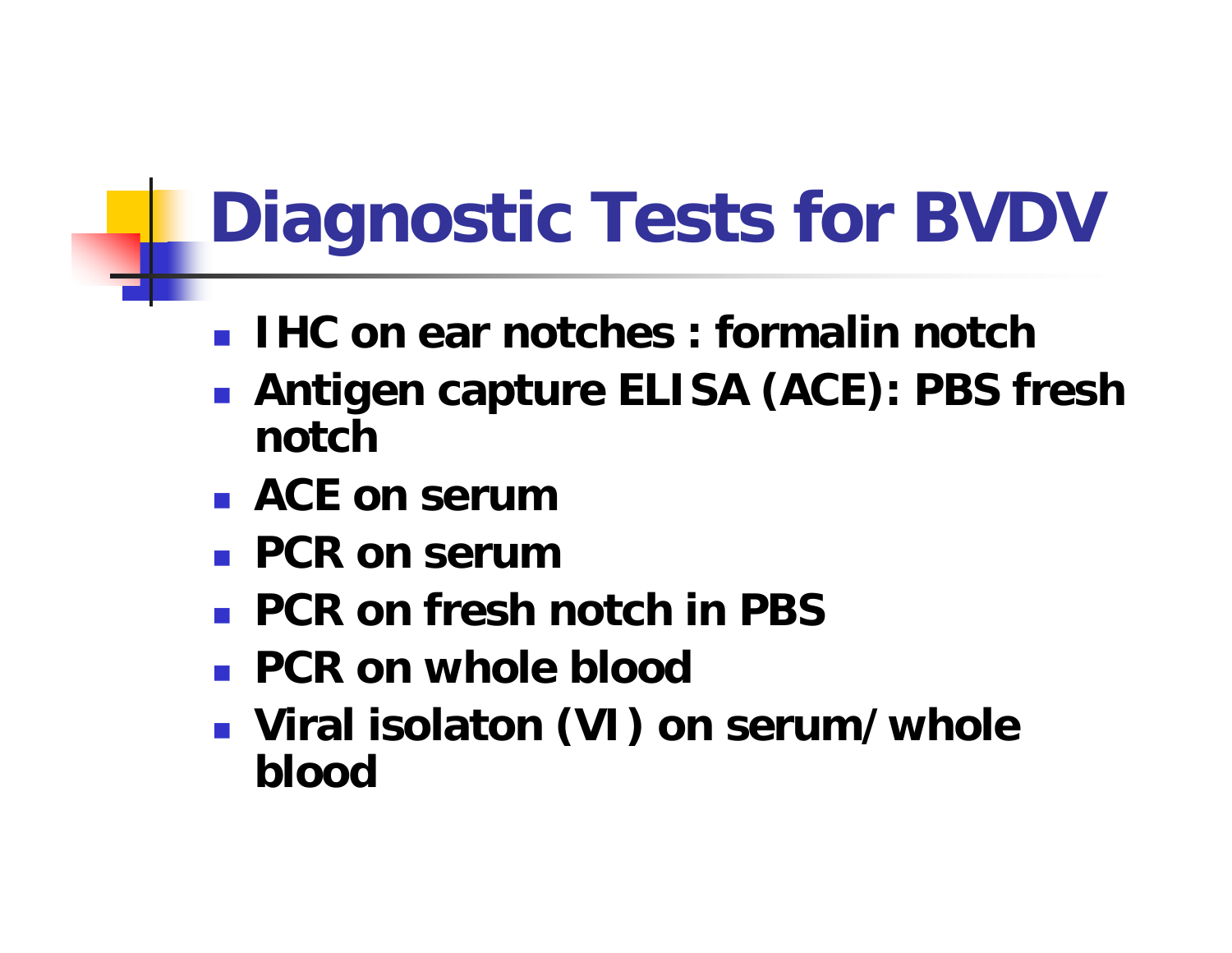# Diagnostic Tests for BVDV

- IHC on ear notches : formalin notch
- Antigen capture ELISA (ACE): PBS fresh notch
- ACE on serum
- PCR on serum
- PCR on fresh notch in PBS
- PCR on whole blood
- Viral isolaton (VI) on serum/whole blood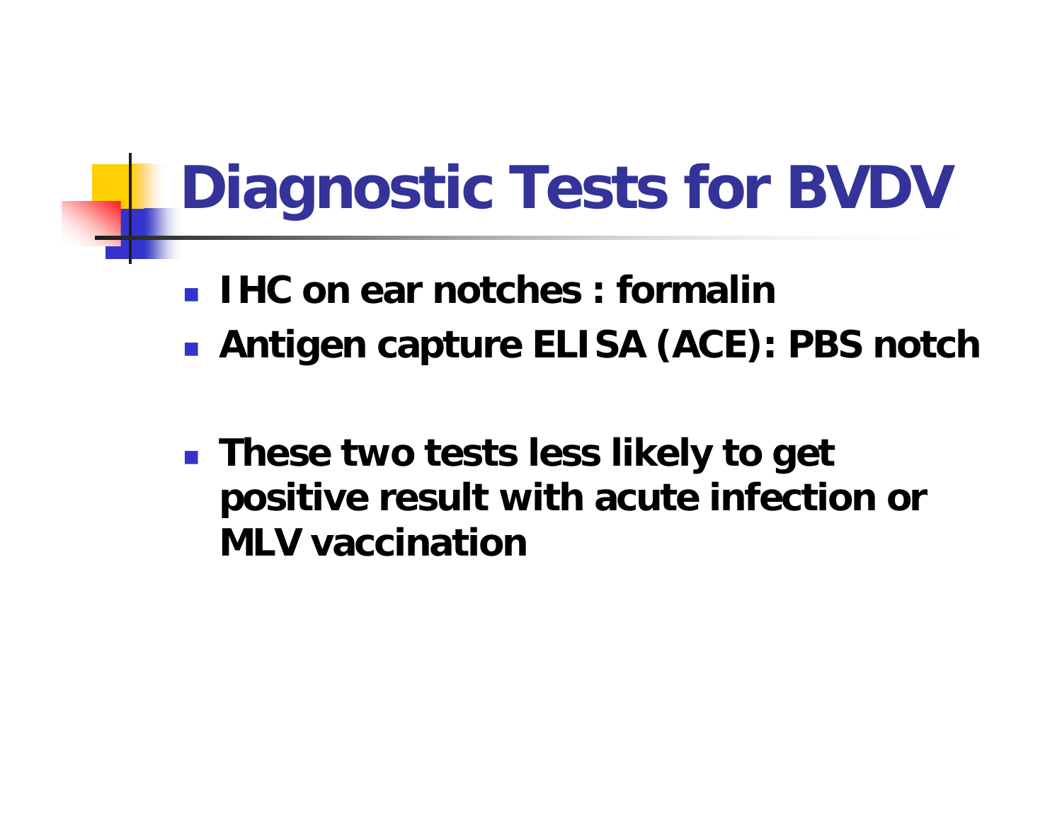# Diagnostic Tests for BVDV

- **IHC on ear notches : formalin**
- **Antigen capture ELISA (ACE): PBS notch**

- **These two tests less likely to get positive result with acute infection or MLV vaccination**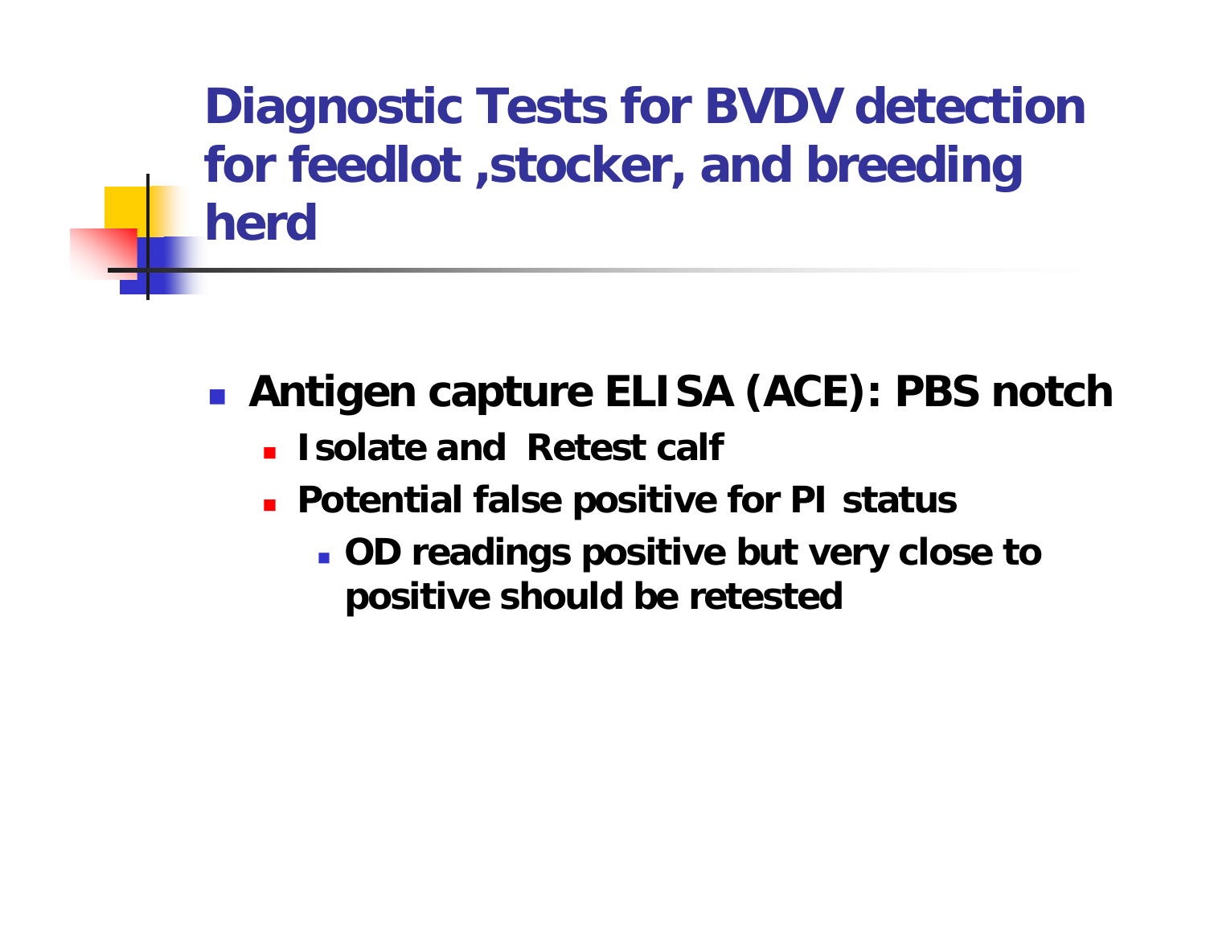# Diagnostic Tests for BVDV detection for feedlot ,stocker, and breeding herd

- **Antigen capture ELISA (ACE): PBS notch**
  - **Isolate and Retest calf**
  - **Potential false positive for PI status**
    - **OD readings positive but very close to positive should be retested**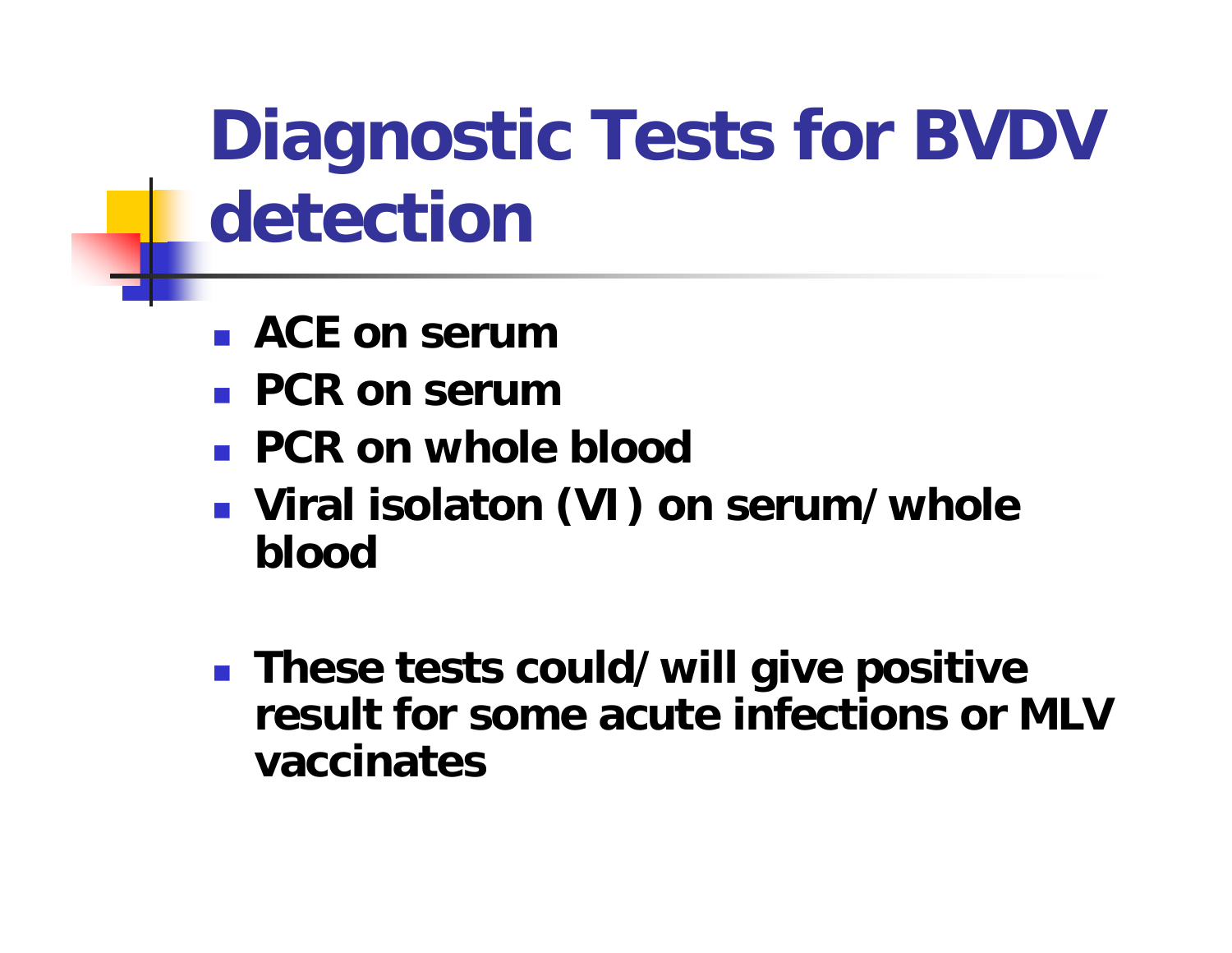# Diagnostic Tests for BVDV detection

- ACE on serum
- PCR on serum
- PCR on whole blood
- Viral isolaton (VI) on serum/whole blood

- These tests could/will give positive result for some acute infections or MLV vaccinates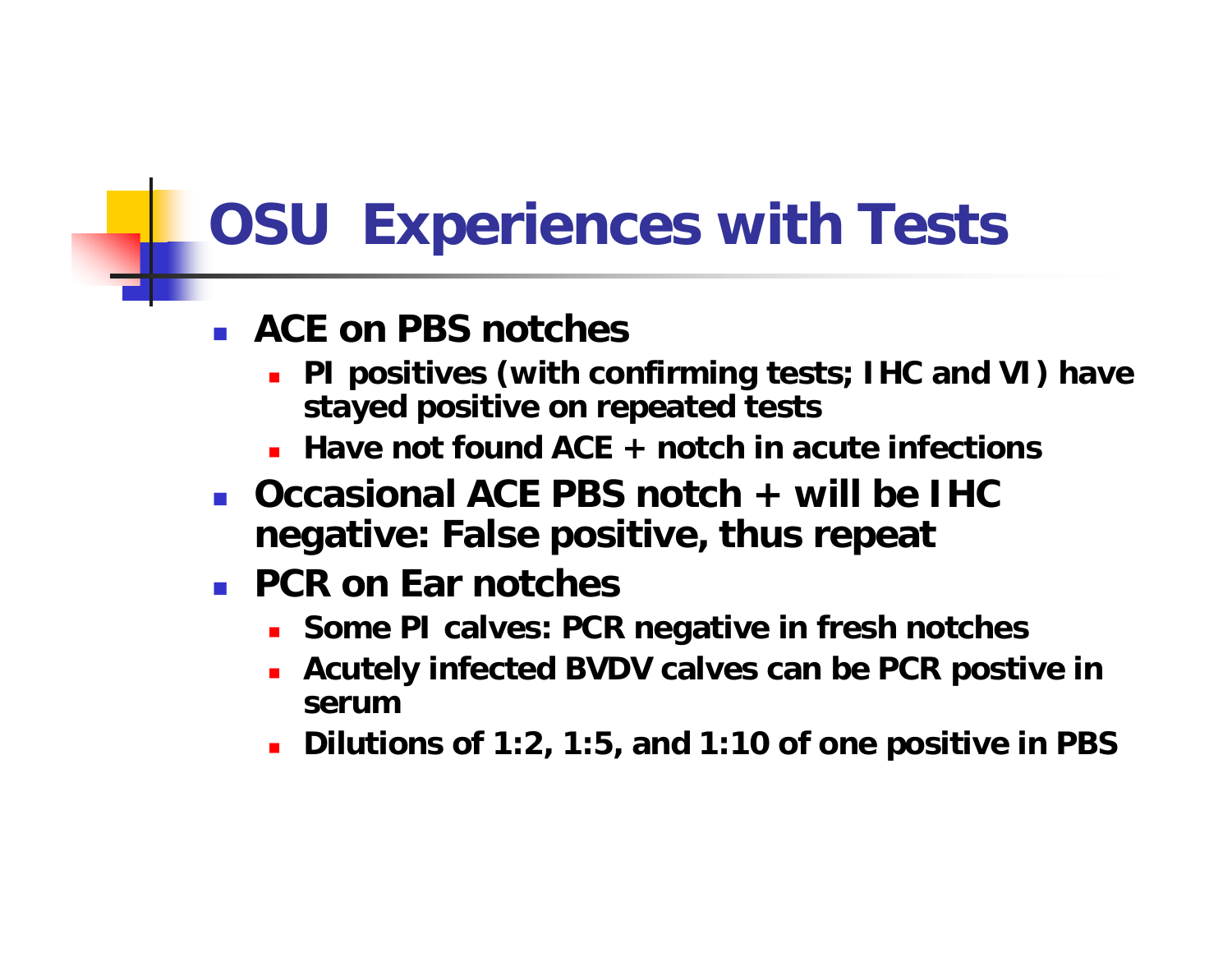# OSU Experiences with Tests

- **ACE on PBS notches**
  - **PI positives (with confirming tests; IHC and VI) have stayed positive on repeated tests**
  - **Have not found ACE + notch in acute infections**
- **Occasional ACE PBS notch + will be IHC negative: False positive, thus repeat**
- **PCR on Ear notches**
  - **Some PI calves: PCR negative in fresh notches**
  - **Acutely infected BVDV calves can be PCR postive in serum**
  - **Dilutions of 1:2, 1:5, and 1:10 of one positive in PBS**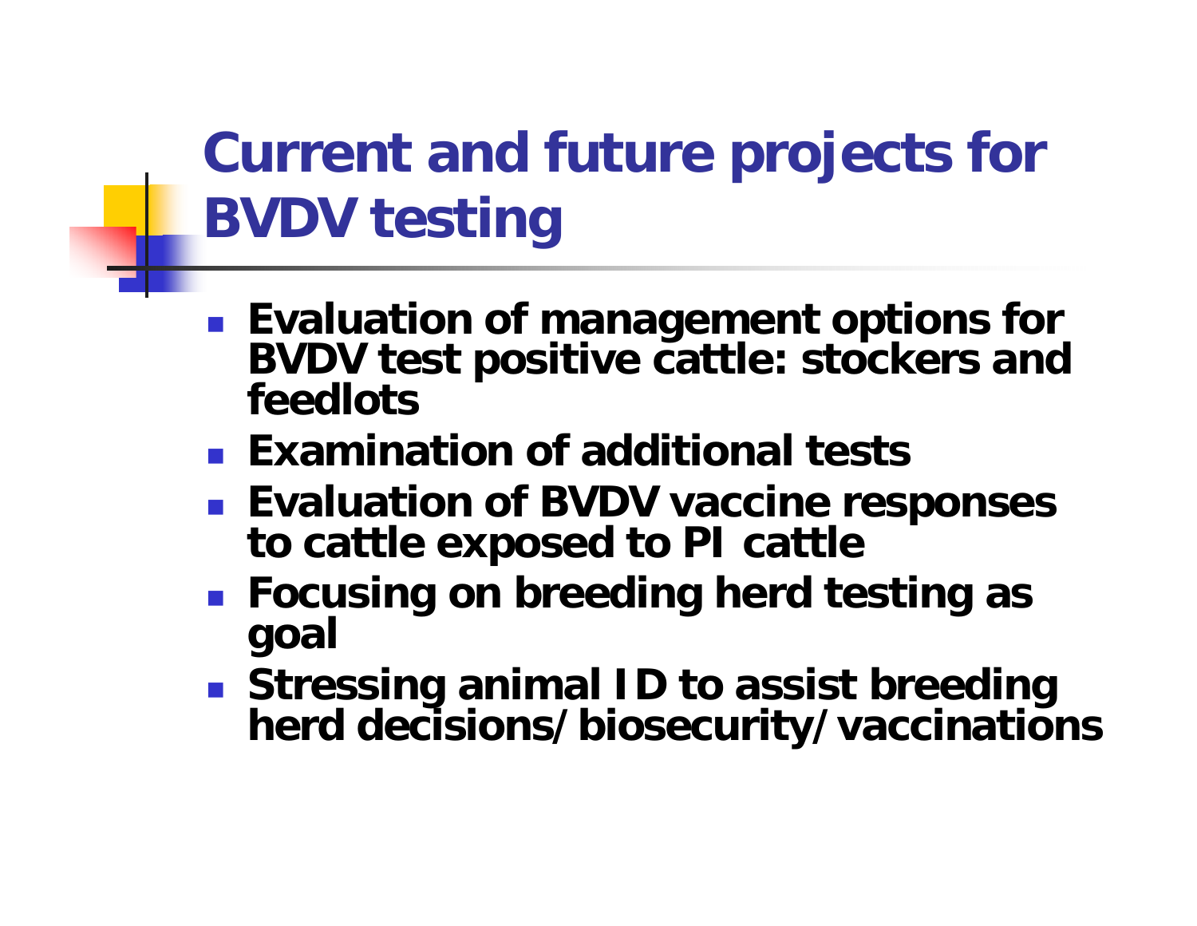# Current and future projects for BVDV testing

- Evaluation of management options for BVDV test positive cattle: stockers and feedlots
- Examination of additional tests
- Evaluation of BVDV vaccine responses to cattle exposed to PI cattle
- Focusing on breeding herd testing as goal
- Stressing animal ID to assist breeding herd decisions/biosecurity/vaccinations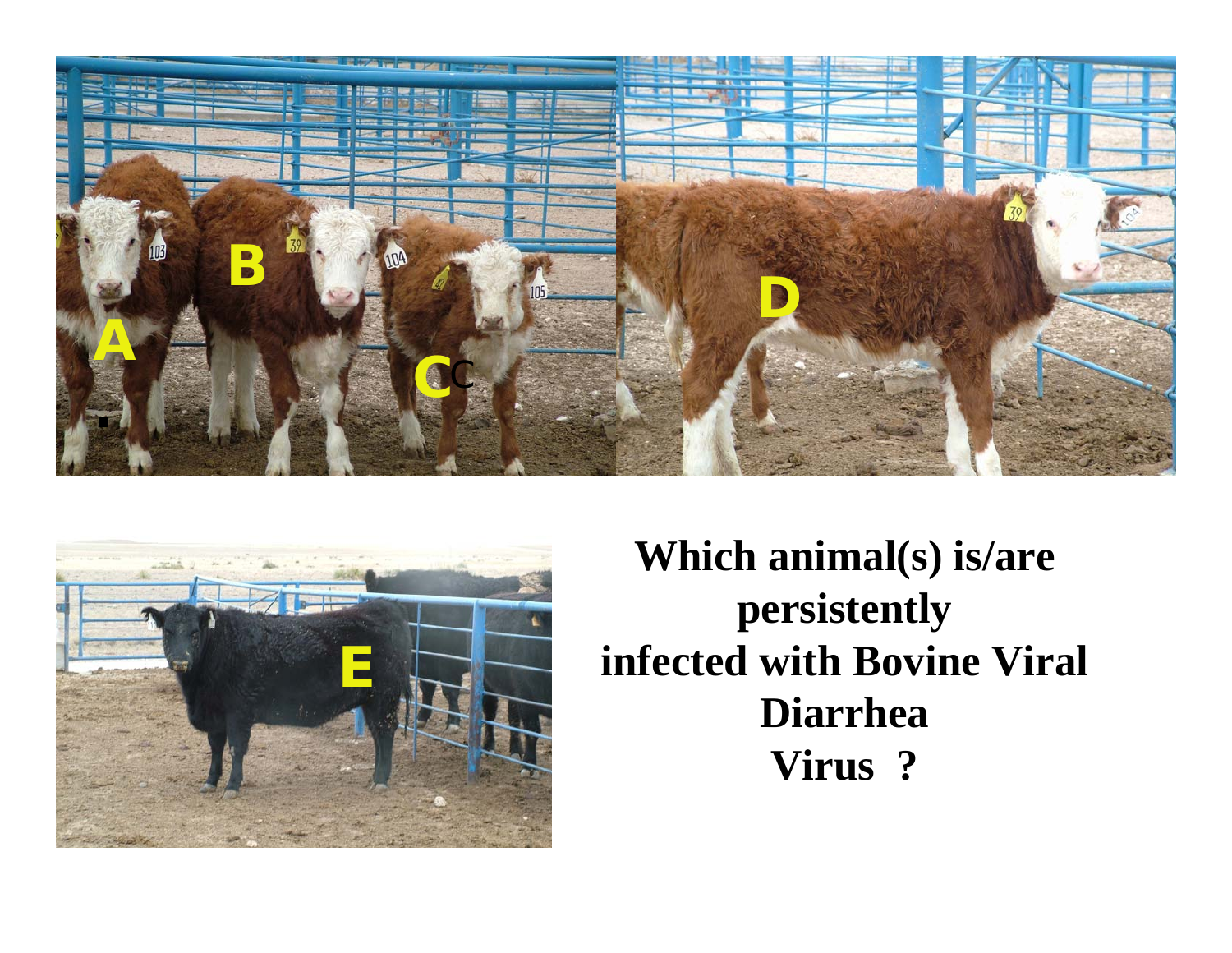**Which animal(s) is/are persistently infected with Bovine Viral Diarrhea Virus ?**